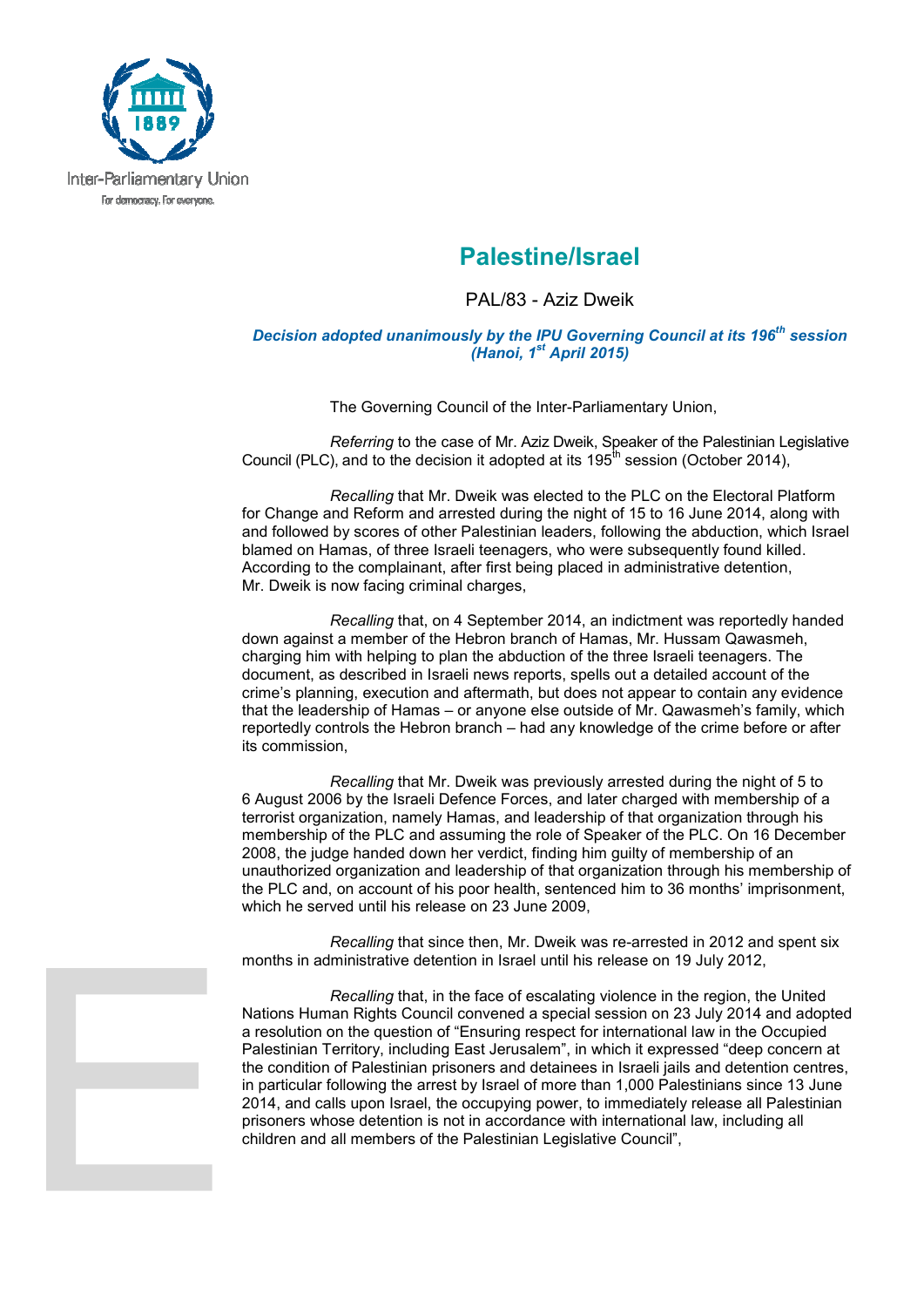Inter-Parliamentary Union
For democracy. For everyone.

# Palestine/Israel

PAL/83 - Aziz Dweik

***Decision adopted unanimously by the IPU Governing Council at its 196th session (Hanoi, 1st April 2015)***

The Governing Council of the Inter-Parliamentary Union,

*Referring* to the case of Mr. Aziz Dweik, Speaker of the Palestinian Legislative Council (PLC), and to the decision it adopted at its 195th session (October 2014),

*Recalling* that Mr. Dweik was elected to the PLC on the Electoral Platform for Change and Reform and arrested during the night of 15 to 16 June 2014, along with and followed by scores of other Palestinian leaders, following the abduction, which Israel blamed on Hamas, of three Israeli teenagers, who were subsequently found killed. According to the complainant, after first being placed in administrative detention, Mr. Dweik is now facing criminal charges,

*Recalling* that, on 4 September 2014, an indictment was reportedly handed down against a member of the Hebron branch of Hamas, Mr. Hussam Qawasmeh, charging him with helping to plan the abduction of the three Israeli teenagers. The document, as described in Israeli news reports, spells out a detailed account of the crime's planning, execution and aftermath, but does not appear to contain any evidence that the leadership of Hamas – or anyone else outside of Mr. Qawasmeh's family, which reportedly controls the Hebron branch – had any knowledge of the crime before or after its commission,

*Recalling* that Mr. Dweik was previously arrested during the night of 5 to 6 August 2006 by the Israeli Defence Forces, and later charged with membership of a terrorist organization, namely Hamas, and leadership of that organization through his membership of the PLC and assuming the role of Speaker of the PLC. On 16 December 2008, the judge handed down her verdict, finding him guilty of membership of an unauthorized organization and leadership of that organization through his membership of the PLC and, on account of his poor health, sentenced him to 36 months' imprisonment, which he served until his release on 23 June 2009,

*Recalling* that since then, Mr. Dweik was re-arrested in 2012 and spent six months in administrative detention in Israel until his release on 19 July 2012,

*Recalling* that, in the face of escalating violence in the region, the United Nations Human Rights Council convened a special session on 23 July 2014 and adopted a resolution on the question of "Ensuring respect for international law in the Occupied Palestinian Territory, including East Jerusalem", in which it expressed "deep concern at the condition of Palestinian prisoners and detainees in Israeli jails and detention centres, in particular following the arrest by Israel of more than 1,000 Palestinians since 13 June 2014, and calls upon Israel, the occupying power, to immediately release all Palestinian prisoners whose detention is not in accordance with international law, including all children and all members of the Palestinian Legislative Council",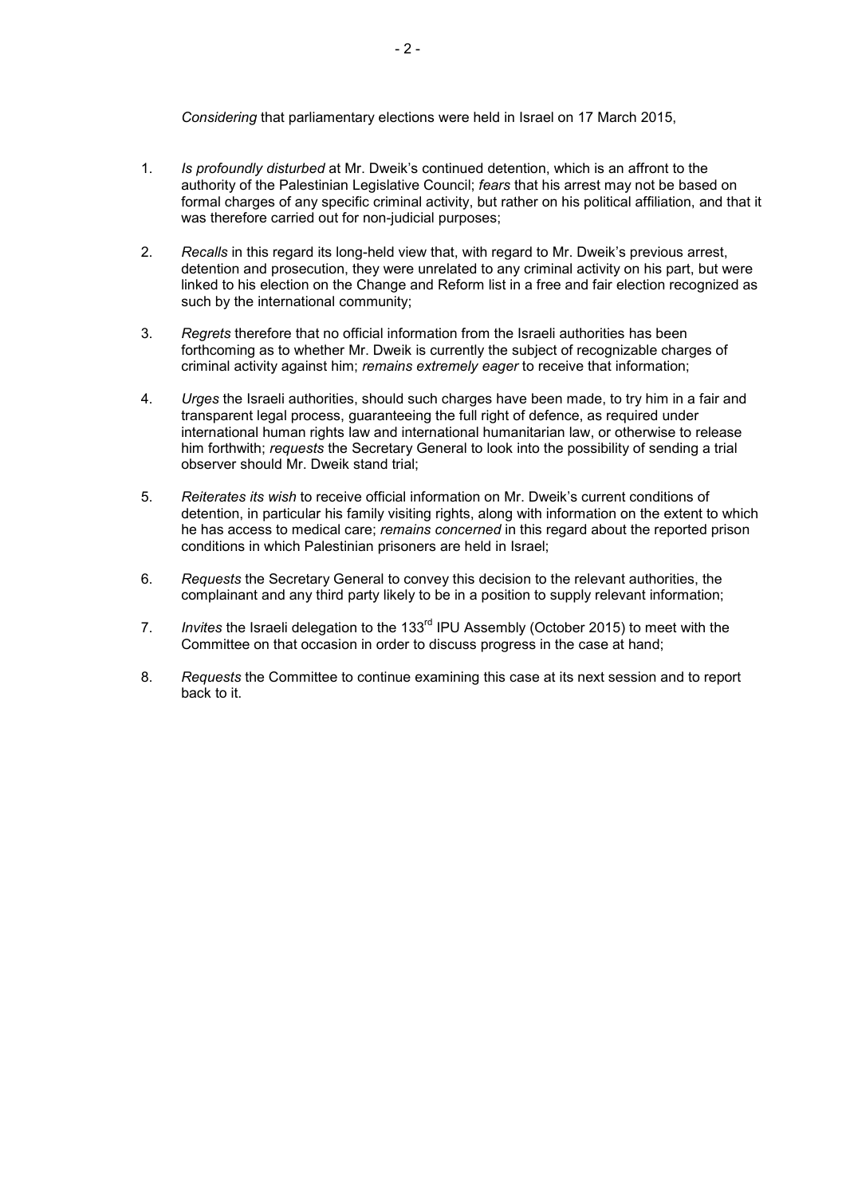*Considering* that parliamentary elections were held in Israel on 17 March 2015,

1. *Is profoundly disturbed* at Mr. Dweik's continued detention, which is an affront to the authority of the Palestinian Legislative Council; *fears* that his arrest may not be based on formal charges of any specific criminal activity, but rather on his political affiliation, and that it was therefore carried out for non-judicial purposes;

2. *Recalls* in this regard its long-held view that, with regard to Mr. Dweik's previous arrest, detention and prosecution, they were unrelated to any criminal activity on his part, but were linked to his election on the Change and Reform list in a free and fair election recognized as such by the international community;

3. *Regrets* therefore that no official information from the Israeli authorities has been forthcoming as to whether Mr. Dweik is currently the subject of recognizable charges of criminal activity against him; *remains extremely eager* to receive that information;

4. *Urges* the Israeli authorities, should such charges have been made, to try him in a fair and transparent legal process, guaranteeing the full right of defence, as required under international human rights law and international humanitarian law, or otherwise to release him forthwith; *requests* the Secretary General to look into the possibility of sending a trial observer should Mr. Dweik stand trial;

5. *Reiterates its wish* to receive official information on Mr. Dweik's current conditions of detention, in particular his family visiting rights, along with information on the extent to which he has access to medical care; *remains concerned* in this regard about the reported prison conditions in which Palestinian prisoners are held in Israel;

6. *Requests* the Secretary General to convey this decision to the relevant authorities, the complainant and any third party likely to be in a position to supply relevant information;

7. *Invites* the Israeli delegation to the 133rd IPU Assembly (October 2015) to meet with the Committee on that occasion in order to discuss progress in the case at hand;

8. *Requests* the Committee to continue examining this case at its next session and to report back to it.